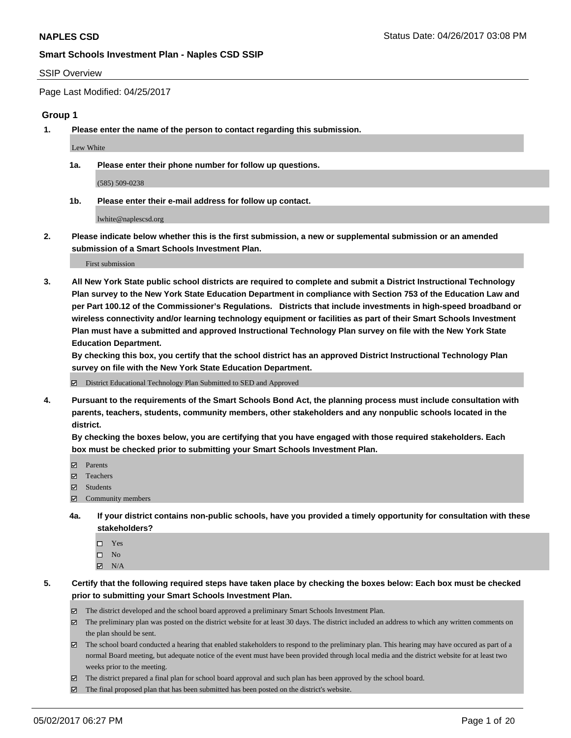# NAPLES CSD

Status Date: 04/26/2017 03:08 PM

## Smart Schools Investment Plan - Naples CSD SSIP

SSIP Overview

Page Last Modified: 04/25/2017

### Group 1

**1. Please enter the name of the person to contact regarding this submission.**

Lew White

**1a. Please enter their phone number for follow up questions.**

(585) 509-0238

**1b. Please enter their e-mail address for follow up contact.**

lwhite@naplescsd.org

**2. Please indicate below whether this is the first submission, a new or supplemental submission or an amended submission of a Smart Schools Investment Plan.**

First submission

**3. All New York State public school districts are required to complete and submit a District Instructional Technology Plan survey to the New York State Education Department in compliance with Section 753 of the Education Law and per Part 100.12 of the Commissioner's Regulations. Districts that include investments in high-speed broadband or wireless connectivity and/or learning technology equipment or facilities as part of their Smart Schools Investment Plan must have a submitted and approved Instructional Technology Plan survey on file with the New York State Education Department.**
**By checking this box, you certify that the school district has an approved District Instructional Technology Plan survey on file with the New York State Education Department.**

- ☑ District Educational Technology Plan Submitted to SED and Approved

**4. Pursuant to the requirements of the Smart Schools Bond Act, the planning process must include consultation with parents, teachers, students, community members, other stakeholders and any nonpublic schools located in the district.**
**By checking the boxes below, you are certifying that you have engaged with those required stakeholders. Each box must be checked prior to submitting your Smart Schools Investment Plan.**

- ☑ Parents
- ☑ Teachers
- ☑ Students
- ☑ Community members

**4a. If your district contains non-public schools, have you provided a timely opportunity for consultation with these stakeholders?**

- ☐ Yes
- ☐ No
- ☑ N/A

**5. Certify that the following required steps have taken place by checking the boxes below: Each box must be checked prior to submitting your Smart Schools Investment Plan.**

- ☑ The district developed and the school board approved a preliminary Smart Schools Investment Plan.
- ☑ The preliminary plan was posted on the district website for at least 30 days. The district included an address to which any written comments on the plan should be sent.
- ☑ The school board conducted a hearing that enabled stakeholders to respond to the preliminary plan. This hearing may have occured as part of a normal Board meeting, but adequate notice of the event must have been provided through local media and the district website for at least two weeks prior to the meeting.
- ☑ The district prepared a final plan for school board approval and such plan has been approved by the school board.
- ☑ The final proposed plan that has been submitted has been posted on the district's website.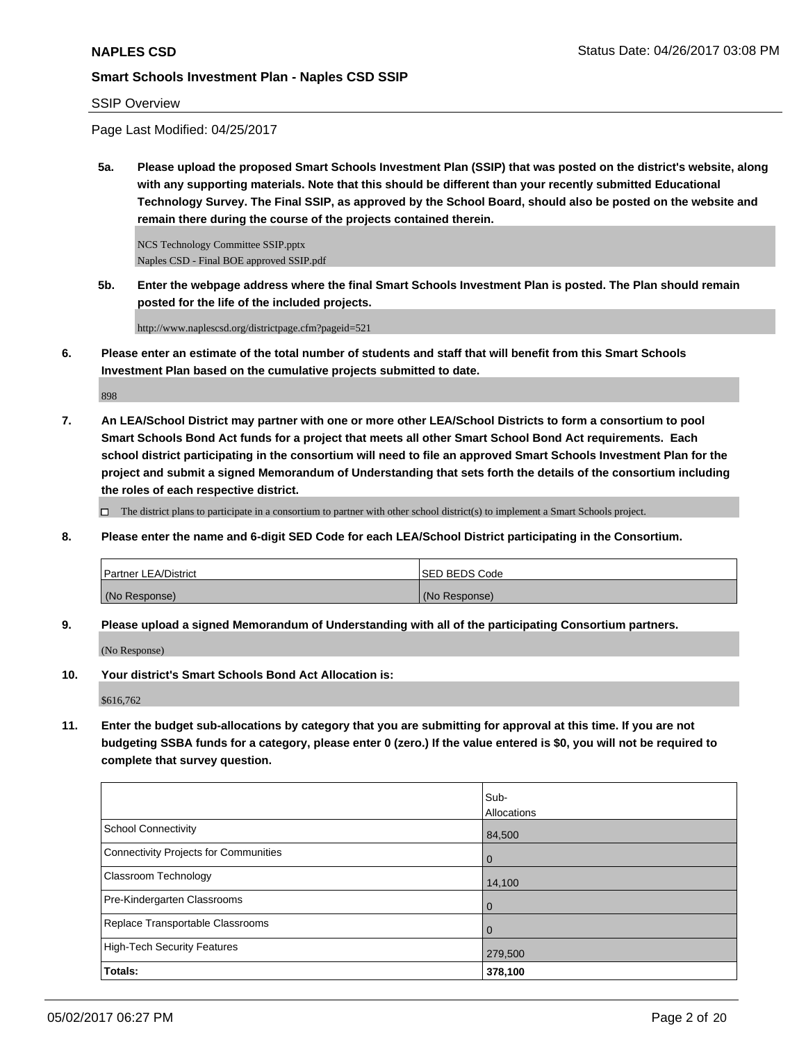## NAPLES CSD

Status Date: 04/26/2017 03:08 PM

### Smart Schools Investment Plan - Naples CSD SSIP

SSIP Overview

Page Last Modified: 04/25/2017

**5a. Please upload the proposed Smart Schools Investment Plan (SSIP) that was posted on the district's website, along with any supporting materials. Note that this should be different than your recently submitted Educational Technology Survey. The Final SSIP, as approved by the School Board, should also be posted on the website and remain there during the course of the projects contained therein.**

NCS Technology Committee SSIP.pptx
Naples CSD - Final BOE approved SSIP.pdf

**5b. Enter the webpage address where the final Smart Schools Investment Plan is posted. The Plan should remain posted for the life of the included projects.**

http://www.naplescsd.org/districtpage.cfm?pageid=521

**6. Please enter an estimate of the total number of students and staff that will benefit from this Smart Schools Investment Plan based on the cumulative projects submitted to date.**

898

**7. An LEA/School District may partner with one or more other LEA/School Districts to form a consortium to pool Smart Schools Bond Act funds for a project that meets all other Smart School Bond Act requirements. Each school district participating in the consortium will need to file an approved Smart Schools Investment Plan for the project and submit a signed Memorandum of Understanding that sets forth the details of the consortium including the roles of each respective district.**

☐ The district plans to participate in a consortium to partner with other school district(s) to implement a Smart Schools project.

**8. Please enter the name and 6-digit SED Code for each LEA/School District participating in the Consortium.**

| Partner LEA/District | SED BEDS Code |
|---|---|
| (No Response) | (No Response) |

**9. Please upload a signed Memorandum of Understanding with all of the participating Consortium partners.**

(No Response)

**10. Your district's Smart Schools Bond Act Allocation is:**

$616,762

**11. Enter the budget sub-allocations by category that you are submitting for approval at this time. If you are not budgeting SSBA funds for a category, please enter 0 (zero.) If the value entered is $0, you will not be required to complete that survey question.**

| | Sub-Allocations |
|---|---|
| School Connectivity | 84,500 |
| Connectivity Projects for Communities | 0 |
| Classroom Technology | 14,100 |
| Pre-Kindergarten Classrooms | 0 |
| Replace Transportable Classrooms | 0 |
| High-Tech Security Features | 279,500 |
| **Totals:** | **378,100** |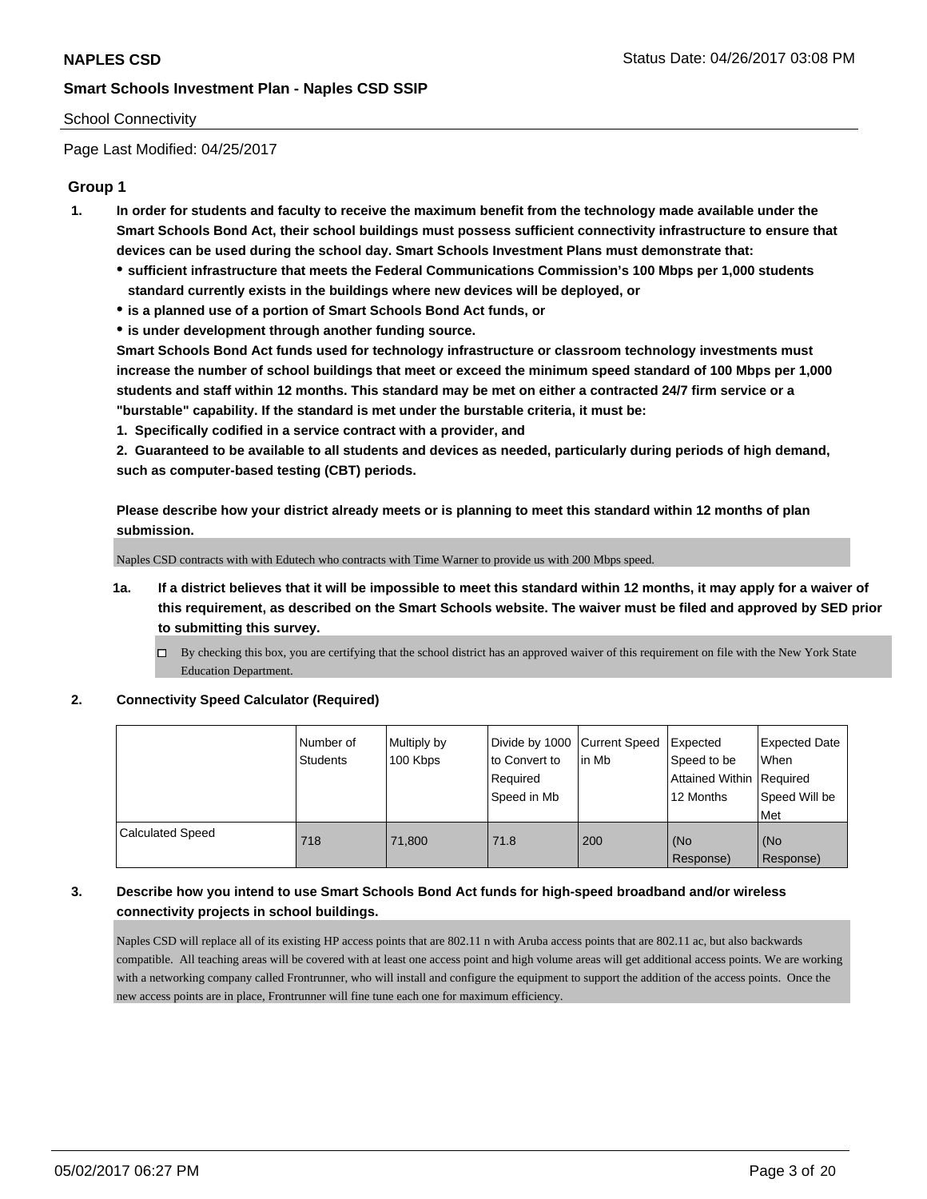School Connectivity

Page Last Modified: 04/25/2017

## Group 1

1. **In order for students and faculty to receive the maximum benefit from the technology made available under the Smart Schools Bond Act, their school buildings must possess sufficient connectivity infrastructure to ensure that devices can be used during the school day. Smart Schools Investment Plans must demonstrate that:**
   - **sufficient infrastructure that meets the Federal Communications Commission's 100 Mbps per 1,000 students standard currently exists in the buildings where new devices will be deployed, or**
   - **is a planned use of a portion of Smart Schools Bond Act funds, or**
   - **is under development through another funding source.**

   **Smart Schools Bond Act funds used for technology infrastructure or classroom technology investments must increase the number of school buildings that meet or exceed the minimum speed standard of 100 Mbps per 1,000 students and staff within 12 months. This standard may be met on either a contracted 24/7 firm service or a "burstable" capability. If the standard is met under the burstable criteria, it must be:**

   **1. Specifically codified in a service contract with a provider, and**

   **2. Guaranteed to be available to all students and devices as needed, particularly during periods of high demand, such as computer-based testing (CBT) periods.**

   **Please describe how your district already meets or is planning to meet this standard within 12 months of plan submission.**

   Naples CSD contracts with with Edutech who contracts with Time Warner to provide us with 200 Mbps speed.

   1a. **If a district believes that it will be impossible to meet this standard within 12 months, it may apply for a waiver of this requirement, as described on the Smart Schools website. The waiver must be filed and approved by SED prior to submitting this survey.**

   ☐ By checking this box, you are certifying that the school district has an approved waiver of this requirement on file with the New York State Education Department.

2. **Connectivity Speed Calculator (Required)**

| | Number of Students | Multiply by 100 Kbps | Divide by 1000 to Convert to Required Speed in Mb | Current Speed in Mb | Expected Speed to be Attained Within 12 Months | Expected Date When Required Speed Will be Met |
|---|---|---|---|---|---|---|
| Calculated Speed | 718 | 71,800 | 71.8 | 200 | (No Response) | (No Response) |

3. **Describe how you intend to use Smart Schools Bond Act funds for high-speed broadband and/or wireless connectivity projects in school buildings.**

   Naples CSD will replace all of its existing HP access points that are 802.11 n with Aruba access points that are 802.11 ac, but also backwards compatible. All teaching areas will be covered with at least one access point and high volume areas will get additional access points. We are working with a networking company called Frontrunner, who will install and configure the equipment to support the addition of the access points. Once the new access points are in place, Frontrunner will fine tune each one for maximum efficiency.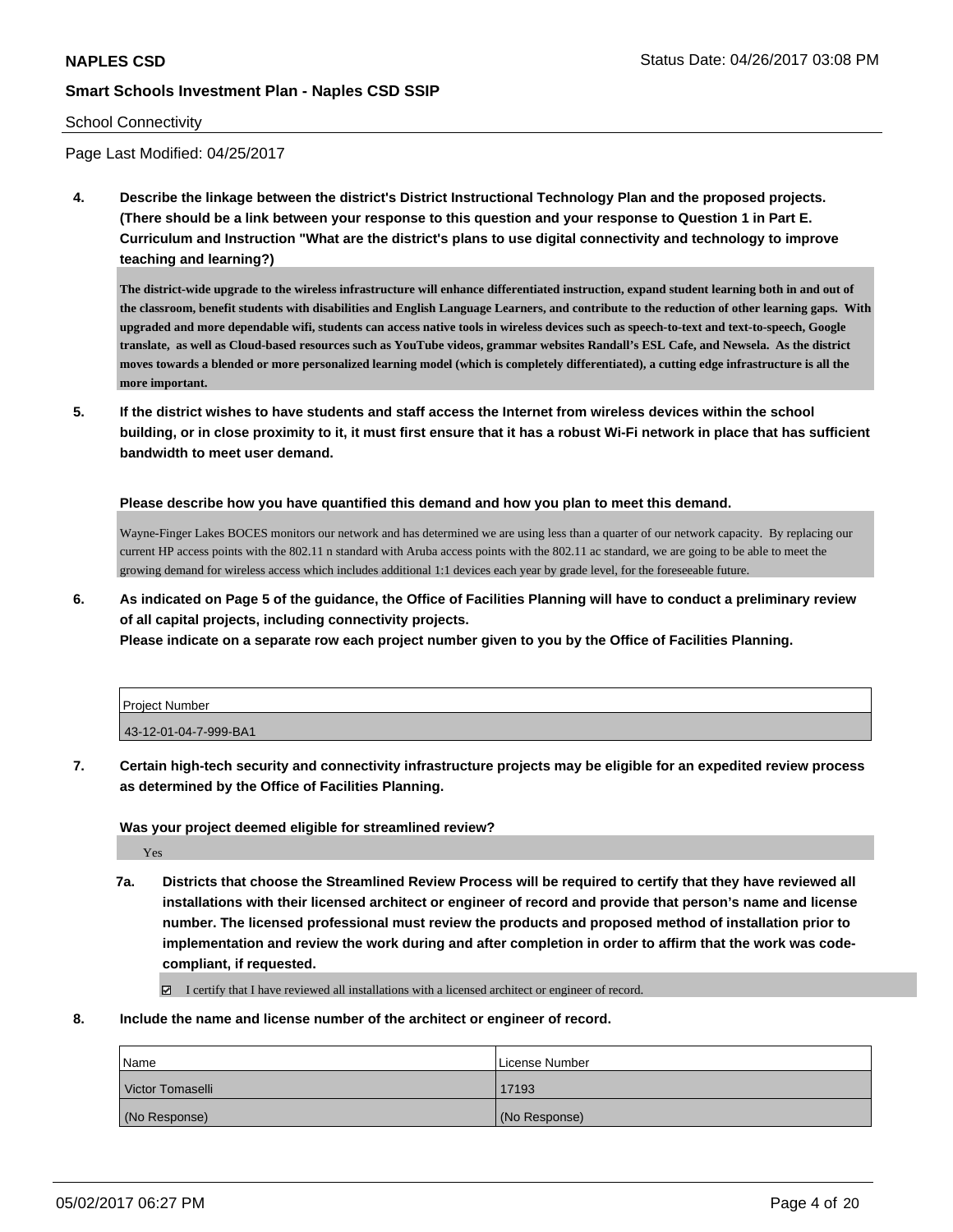**4. Describe the linkage between the district's District Instructional Technology Plan and the proposed projects. (There should be a link between your response to this question and your response to Question 1 in Part E. Curriculum and Instruction "What are the district's plans to use digital connectivity and technology to improve teaching and learning?)**

**The district-wide upgrade to the wireless infrastructure will enhance differentiated instruction, expand student learning both in and out of the classroom, benefit students with disabilities and English Language Learners, and contribute to the reduction of other learning gaps. With upgraded and more dependable wifi, students can access native tools in wireless devices such as speech-to-text and text-to-speech, Google translate, as well as Cloud-based resources such as YouTube videos, grammar websites Randall's ESL Cafe, and Newsela. As the district moves towards a blended or more personalized learning model (which is completely differentiated), a cutting edge infrastructure is all the more important.**

**5. If the district wishes to have students and staff access the Internet from wireless devices within the school building, or in close proximity to it, it must first ensure that it has a robust Wi-Fi network in place that has sufficient bandwidth to meet user demand.**

**Please describe how you have quantified this demand and how you plan to meet this demand.**

Wayne-Finger Lakes BOCES monitors our network and has determined we are using less than a quarter of our network capacity. By replacing our current HP access points with the 802.11 n standard with Aruba access points with the 802.11 ac standard, we are going to be able to meet the growing demand for wireless access which includes additional 1:1 devices each year by grade level, for the foreseeable future.

**6. As indicated on Page 5 of the guidance, the Office of Facilities Planning will have to conduct a preliminary review of all capital projects, including connectivity projects.**
**Please indicate on a separate row each project number given to you by the Office of Facilities Planning.**

| Project Number |
|---|
| 43-12-01-04-7-999-BA1 |

**7. Certain high-tech security and connectivity infrastructure projects may be eligible for an expedited review process as determined by the Office of Facilities Planning.**

**Was your project deemed eligible for streamlined review?**

Yes

**7a. Districts that choose the Streamlined Review Process will be required to certify that they have reviewed all installations with their licensed architect or engineer of record and provide that person's name and license number. The licensed professional must review the products and proposed method of installation prior to implementation and review the work during and after completion in order to affirm that the work was code-compliant, if requested.**

☑ I certify that I have reviewed all installations with a licensed architect or engineer of record.

**8. Include the name and license number of the architect or engineer of record.**

| Name | License Number |
|---|---|
| Victor Tomaselli | 17193 |
| (No Response) | (No Response) |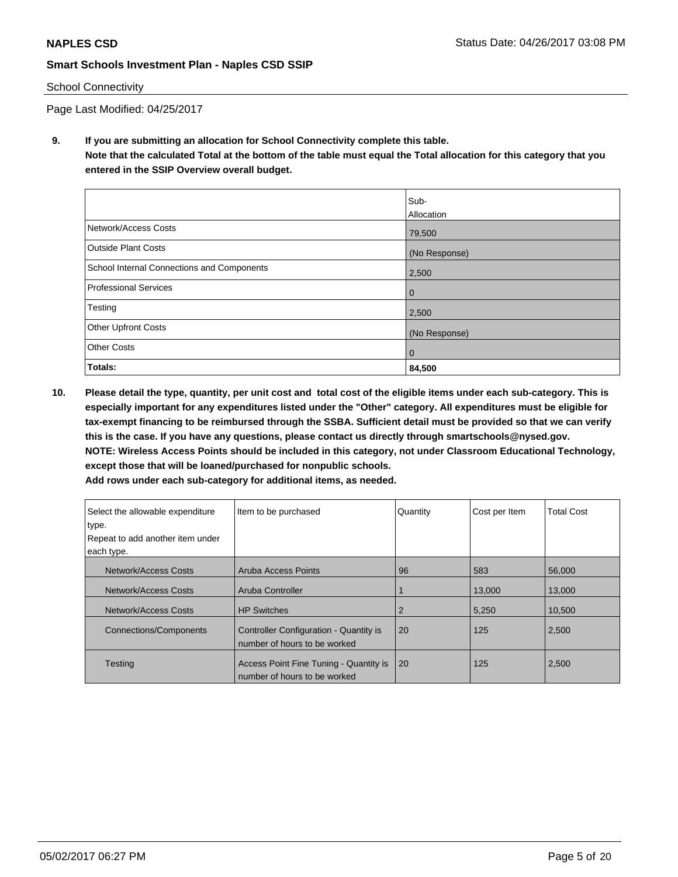**NAPLES CSD**

**Smart Schools Investment Plan - Naples CSD SSIP**

School Connectivity

Page Last Modified: 04/25/2017

**9. If you are submitting an allocation for School Connectivity complete this table. Note that the calculated Total at the bottom of the table must equal the Total allocation for this category that you entered in the SSIP Overview overall budget.**

| | Sub-Allocation |
|---|---|
| Network/Access Costs | 79,500 |
| Outside Plant Costs | (No Response) |
| School Internal Connections and Components | 2,500 |
| Professional Services | 0 |
| Testing | 2,500 |
| Other Upfront Costs | (No Response) |
| Other Costs | 0 |
| **Totals:** | **84,500** |

**10. Please detail the type, quantity, per unit cost and total cost of the eligible items under each sub-category. This is especially important for any expenditures listed under the "Other" category. All expenditures must be eligible for tax-exempt financing to be reimbursed through the SSBA. Sufficient detail must be provided so that we can verify this is the case. If you have any questions, please contact us directly through smartschools@nysed.gov. NOTE: Wireless Access Points should be included in this category, not under Classroom Educational Technology, except those that will be loaned/purchased for nonpublic schools. Add rows under each sub-category for additional items, as needed.**

| Select the allowable expenditure type. Repeat to add another item under each type. | Item to be purchased | Quantity | Cost per Item | Total Cost |
|---|---|---|---|---|
| Network/Access Costs | Aruba Access Points | 96 | 583 | 56,000 |
| Network/Access Costs | Aruba Controller | 1 | 13,000 | 13,000 |
| Network/Access Costs | HP Switches | 2 | 5,250 | 10,500 |
| Connections/Components | Controller Configuration - Quantity is number of hours to be worked | 20 | 125 | 2,500 |
| Testing | Access Point Fine Tuning - Quantity is number of hours to be worked | 20 | 125 | 2,500 |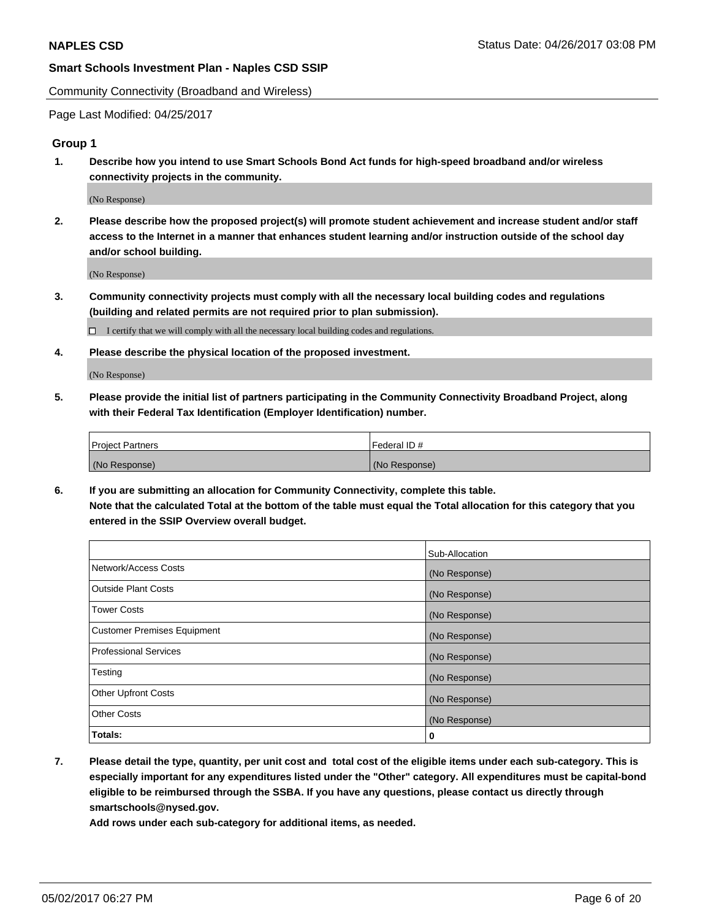Community Connectivity (Broadband and Wireless)

Page Last Modified: 04/25/2017

## Group 1

**1. Describe how you intend to use Smart Schools Bond Act funds for high-speed broadband and/or wireless connectivity projects in the community.**

(No Response)

**2. Please describe how the proposed project(s) will promote student achievement and increase student and/or staff access to the Internet in a manner that enhances student learning and/or instruction outside of the school day and/or school building.**

(No Response)

**3. Community connectivity projects must comply with all the necessary local building codes and regulations (building and related permits are not required prior to plan submission).**

☐ I certify that we will comply with all the necessary local building codes and regulations.

**4. Please describe the physical location of the proposed investment.**

(No Response)

**5. Please provide the initial list of partners participating in the Community Connectivity Broadband Project, along with their Federal Tax Identification (Employer Identification) number.**

| Project Partners | Federal ID # |
| --- | --- |
| (No Response) | (No Response) |

**6. If you are submitting an allocation for Community Connectivity, complete this table. Note that the calculated Total at the bottom of the table must equal the Total allocation for this category that you entered in the SSIP Overview overall budget.**

| | Sub-Allocation |
| --- | --- |
| Network/Access Costs | (No Response) |
| Outside Plant Costs | (No Response) |
| Tower Costs | (No Response) |
| Customer Premises Equipment | (No Response) |
| Professional Services | (No Response) |
| Testing | (No Response) |
| Other Upfront Costs | (No Response) |
| Other Costs | (No Response) |
| **Totals:** | **0** |

**7. Please detail the type, quantity, per unit cost and total cost of the eligible items under each sub-category. This is especially important for any expenditures listed under the "Other" category. All expenditures must be capital-bond eligible to be reimbursed through the SSBA. If you have any questions, please contact us directly through smartschools@nysed.gov.**
**Add rows under each sub-category for additional items, as needed.**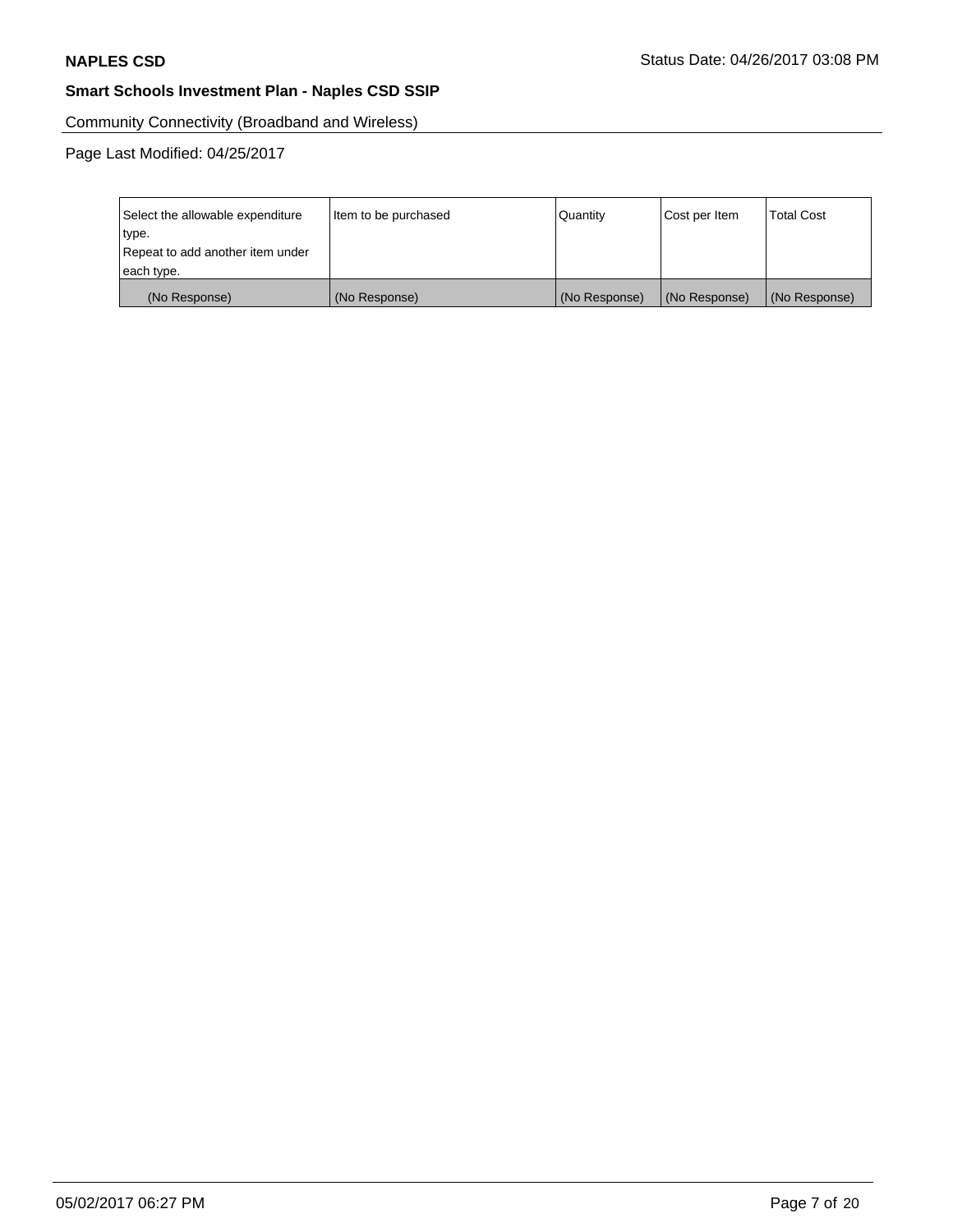**NAPLES CSD** Status Date: 04/26/2017 03:08 PM

**Smart Schools Investment Plan - Naples CSD SSIP**

Community Connectivity (Broadband and Wireless)

Page Last Modified: 04/25/2017

| Select the allowable expenditure type. Repeat to add another item under each type. | Item to be purchased | Quantity | Cost per Item | Total Cost |
|---|---|---|---|---|
| (No Response) | (No Response) | (No Response) | (No Response) | (No Response) |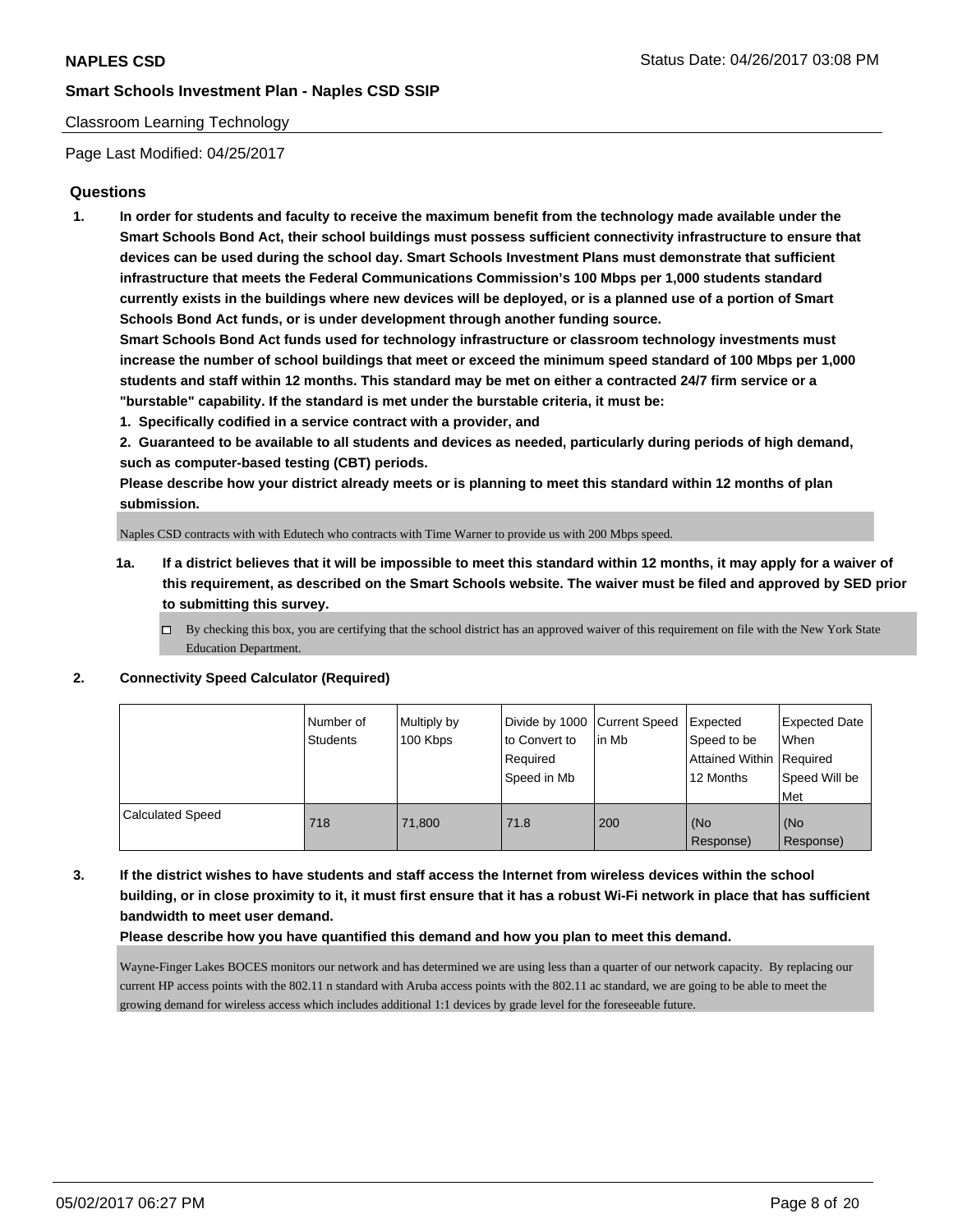Classroom Learning Technology

Page Last Modified: 04/25/2017

## Questions

**1. In order for students and faculty to receive the maximum benefit from the technology made available under the Smart Schools Bond Act, their school buildings must possess sufficient connectivity infrastructure to ensure that devices can be used during the school day. Smart Schools Investment Plans must demonstrate that sufficient infrastructure that meets the Federal Communications Commission's 100 Mbps per 1,000 students standard currently exists in the buildings where new devices will be deployed, or is a planned use of a portion of Smart Schools Bond Act funds, or is under development through another funding source.**

**Smart Schools Bond Act funds used for technology infrastructure or classroom technology investments must increase the number of school buildings that meet or exceed the minimum speed standard of 100 Mbps per 1,000 students and staff within 12 months. This standard may be met on either a contracted 24/7 firm service or a "burstable" capability. If the standard is met under the burstable criteria, it must be:**

**1. Specifically codified in a service contract with a provider, and**

**2. Guaranteed to be available to all students and devices as needed, particularly during periods of high demand, such as computer-based testing (CBT) periods.**

**Please describe how your district already meets or is planning to meet this standard within 12 months of plan submission.**

Naples CSD contracts with with Edutech who contracts with Time Warner to provide us with 200 Mbps speed.

**1a. If a district believes that it will be impossible to meet this standard within 12 months, it may apply for a waiver of this requirement, as described on the Smart Schools website. The waiver must be filed and approved by SED prior to submitting this survey.**

- ☐ By checking this box, you are certifying that the school district has an approved waiver of this requirement on file with the New York State Education Department.

**2. Connectivity Speed Calculator (Required)**

| | Number of Students | Multiply by 100 Kbps | Divide by 1000 to Convert to Required Speed in Mb | Current Speed in Mb | Expected Speed to be Attained Within 12 Months | Expected Date When Required Speed Will be Met |
|---|---|---|---|---|---|---|
| Calculated Speed | 718 | 71,800 | 71.8 | 200 | (No Response) | (No Response) |

**3. If the district wishes to have students and staff access the Internet from wireless devices within the school building, or in close proximity to it, it must first ensure that it has a robust Wi-Fi network in place that has sufficient bandwidth to meet user demand.**

**Please describe how you have quantified this demand and how you plan to meet this demand.**

Wayne-Finger Lakes BOCES monitors our network and has determined we are using less than a quarter of our network capacity. By replacing our current HP access points with the 802.11 n standard with Aruba access points with the 802.11 ac standard, we are going to be able to meet the growing demand for wireless access which includes additional 1:1 devices by grade level for the foreseeable future.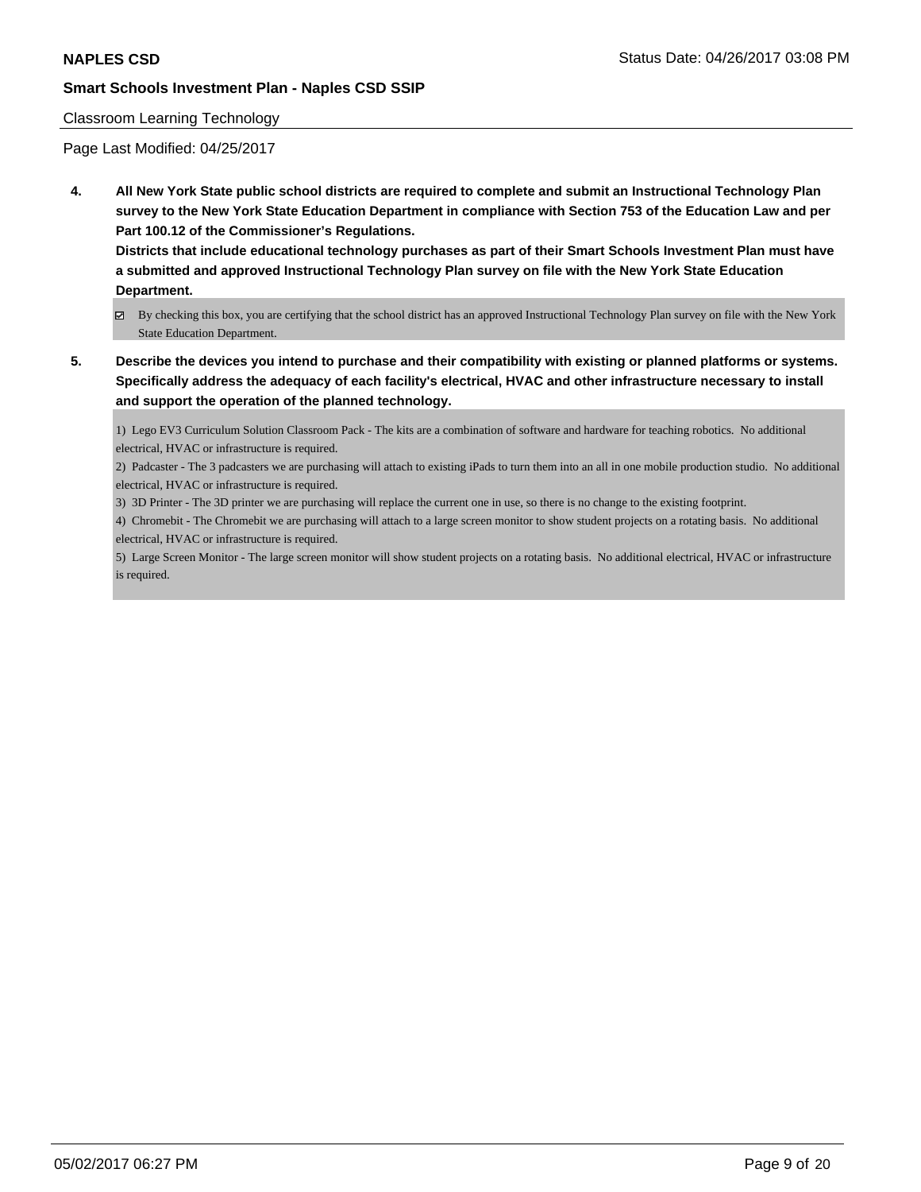## Classroom Learning Technology

Page Last Modified: 04/25/2017

**4. All New York State public school districts are required to complete and submit an Instructional Technology Plan survey to the New York State Education Department in compliance with Section 753 of the Education Law and per Part 100.12 of the Commissioner's Regulations.**

**Districts that include educational technology purchases as part of their Smart Schools Investment Plan must have a submitted and approved Instructional Technology Plan survey on file with the New York State Education Department.**

☑ By checking this box, you are certifying that the school district has an approved Instructional Technology Plan survey on file with the New York State Education Department.

**5. Describe the devices you intend to purchase and their compatibility with existing or planned platforms or systems. Specifically address the adequacy of each facility's electrical, HVAC and other infrastructure necessary to install and support the operation of the planned technology.**

1) Lego EV3 Curriculum Solution Classroom Pack - The kits are a combination of software and hardware for teaching robotics. No additional electrical, HVAC or infrastructure is required.
2) Padcaster - The 3 padcasters we are purchasing will attach to existing iPads to turn them into an all in one mobile production studio. No additional electrical, HVAC or infrastructure is required.
3) 3D Printer - The 3D printer we are purchasing will replace the current one in use, so there is no change to the existing footprint.
4) Chromebit - The Chromebit we are purchasing will attach to a large screen monitor to show student projects on a rotating basis. No additional electrical, HVAC or infrastructure is required.
5) Large Screen Monitor - The large screen monitor will show student projects on a rotating basis. No additional electrical, HVAC or infrastructure is required.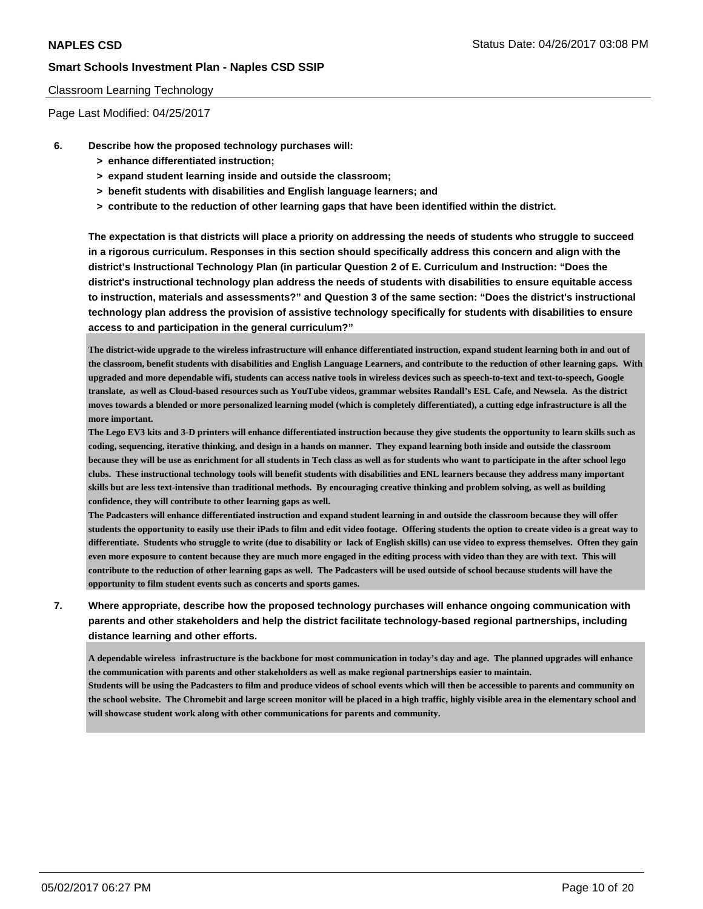Classroom Learning Technology

Page Last Modified: 04/25/2017

**6. Describe how the proposed technology purchases will:**
- **> enhance differentiated instruction;**
- **> expand student learning inside and outside the classroom;**
- **> benefit students with disabilities and English language learners; and**
- **> contribute to the reduction of other learning gaps that have been identified within the district.**

**The expectation is that districts will place a priority on addressing the needs of students who struggle to succeed in a rigorous curriculum. Responses in this section should specifically address this concern and align with the district's Instructional Technology Plan (in particular Question 2 of E. Curriculum and Instruction: "Does the district's instructional technology plan address the needs of students with disabilities to ensure equitable access to instruction, materials and assessments?" and Question 3 of the same section: "Does the district's instructional technology plan address the provision of assistive technology specifically for students with disabilities to ensure access to and participation in the general curriculum?"**

The district-wide upgrade to the wireless infrastructure will enhance differentiated instruction, expand student learning both in and out of the classroom, benefit students with disabilities and English Language Learners, and contribute to the reduction of other learning gaps. With upgraded and more dependable wifi, students can access native tools in wireless devices such as speech-to-text and text-to-speech, Google translate, as well as Cloud-based resources such as YouTube videos, grammar websites Randall's ESL Cafe, and Newsela. As the district moves towards a blended or more personalized learning model (which is completely differentiated), a cutting edge infrastructure is all the more important.

The Lego EV3 kits and 3-D printers will enhance differentiated instruction because they give students the opportunity to learn skills such as coding, sequencing, iterative thinking, and design in a hands on manner. They expand learning both inside and outside the classroom because they will be use as enrichment for all students in Tech class as well as for students who want to participate in the after school lego clubs. These instructional technology tools will benefit students with disabilities and ENL learners because they address many important skills but are less text-intensive than traditional methods. By encouraging creative thinking and problem solving, as well as building confidence, they will contribute to other learning gaps as well.

The Padcasters will enhance differentiated instruction and expand student learning in and outside the classroom because they will offer students the opportunity to easily use their iPads to film and edit video footage. Offering students the option to create video is a great way to differentiate. Students who struggle to write (due to disability or lack of English skills) can use video to express themselves. Often they gain even more exposure to content because they are much more engaged in the editing process with video than they are with text. This will contribute to the reduction of other learning gaps as well. The Padcasters will be used outside of school because students will have the opportunity to film student events such as concerts and sports games.

**7. Where appropriate, describe how the proposed technology purchases will enhance ongoing communication with parents and other stakeholders and help the district facilitate technology-based regional partnerships, including distance learning and other efforts.**

A dependable wireless infrastructure is the backbone for most communication in today's day and age. The planned upgrades will enhance the communication with parents and other stakeholders as well as make regional partnerships easier to maintain.

Students will be using the Padcasters to film and produce videos of school events which will then be accessible to parents and community on the school website. The Chromebit and large screen monitor will be placed in a high traffic, highly visible area in the elementary school and will showcase student work along with other communications for parents and community.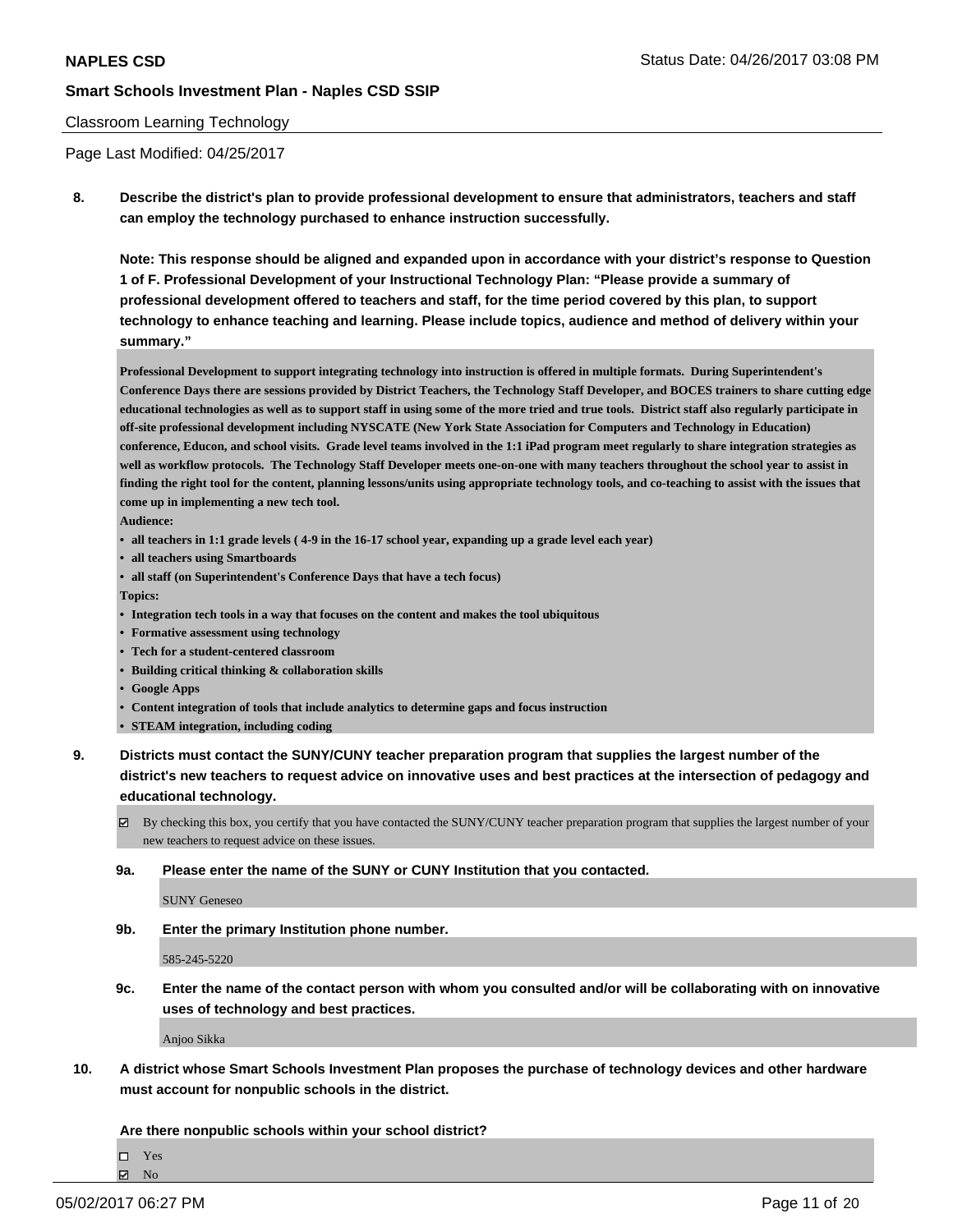Classroom Learning Technology

Page Last Modified: 04/25/2017

**8. Describe the district's plan to provide professional development to ensure that administrators, teachers and staff can employ the technology purchased to enhance instruction successfully.**

**Note: This response should be aligned and expanded upon in accordance with your district's response to Question 1 of F. Professional Development of your Instructional Technology Plan: "Please provide a summary of professional development offered to teachers and staff, for the time period covered by this plan, to support technology to enhance teaching and learning. Please include topics, audience and method of delivery within your summary."**

**Professional Development to support integrating technology into instruction is offered in multiple formats. During Superintendent's Conference Days there are sessions provided by District Teachers, the Technology Staff Developer, and BOCES trainers to share cutting edge educational technologies as well as to support staff in using some of the more tried and true tools. District staff also regularly participate in off-site professional development including NYSCATE (New York State Association for Computers and Technology in Education) conference, Educon, and school visits. Grade level teams involved in the 1:1 iPad program meet regularly to share integration strategies as well as workflow protocols. The Technology Staff Developer meets one-on-one with many teachers throughout the school year to assist in finding the right tool for the content, planning lessons/units using appropriate technology tools, and co-teaching to assist with the issues that come up in implementing a new tech tool.**

**Audience:**

- **all teachers in 1:1 grade levels ( 4-9 in the 16-17 school year, expanding up a grade level each year)**
- **all teachers using Smartboards**
- **all staff (on Superintendent's Conference Days that have a tech focus)**

**Topics:**

- **Integration tech tools in a way that focuses on the content and makes the tool ubiquitous**
- **Formative assessment using technology**
- **Tech for a student-centered classroom**
- **Building critical thinking & collaboration skills**
- **Google Apps**
- **Content integration of tools that include analytics to determine gaps and focus instruction**
- **STEAM integration, including coding**

**9. Districts must contact the SUNY/CUNY teacher preparation program that supplies the largest number of the district's new teachers to request advice on innovative uses and best practices at the intersection of pedagogy and educational technology.**

☑ By checking this box, you certify that you have contacted the SUNY/CUNY teacher preparation program that supplies the largest number of your new teachers to request advice on these issues.

**9a. Please enter the name of the SUNY or CUNY Institution that you contacted.**

SUNY Geneseo

**9b. Enter the primary Institution phone number.**

585-245-5220

**9c. Enter the name of the contact person with whom you consulted and/or will be collaborating with on innovative uses of technology and best practices.**

Anjoo Sikka

**10. A district whose Smart Schools Investment Plan proposes the purchase of technology devices and other hardware must account for nonpublic schools in the district.**

**Are there nonpublic schools within your school district?**

☐ Yes
☑ No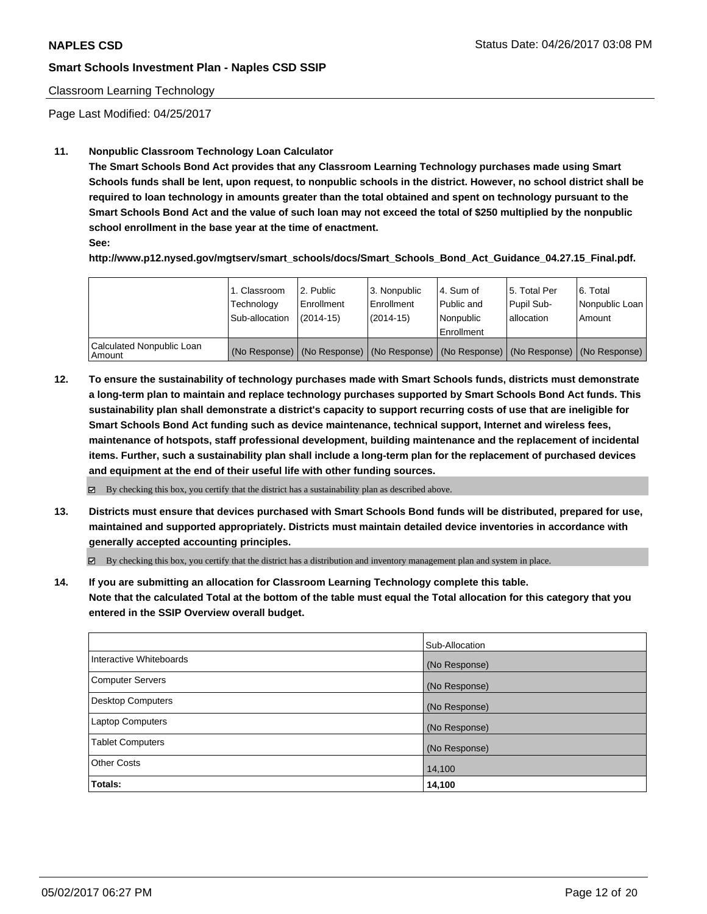**NAPLES CSD** Status Date: 04/26/2017 03:08 PM

**Smart Schools Investment Plan - Naples CSD SSIP**

Classroom Learning Technology

Page Last Modified: 04/25/2017

**11. Nonpublic Classroom Technology Loan Calculator**

**The Smart Schools Bond Act provides that any Classroom Learning Technology purchases made using Smart Schools funds shall be lent, upon request, to nonpublic schools in the district. However, no school district shall be required to loan technology in amounts greater than the total obtained and spent on technology pursuant to the Smart Schools Bond Act and the value of such loan may not exceed the total of $250 multiplied by the nonpublic school enrollment in the base year at the time of enactment.**

**See:**

**http://www.p12.nysed.gov/mgtserv/smart_schools/docs/Smart_Schools_Bond_Act_Guidance_04.27.15_Final.pdf.**

| | 1. Classroom Technology Sub-allocation | 2. Public Enrollment (2014-15) | 3. Nonpublic Enrollment (2014-15) | 4. Sum of Public and Nonpublic Enrollment | 5. Total Per Pupil Sub-allocation | 6. Total Nonpublic Loan Amount |
|---|---|---|---|---|---|---|
| Calculated Nonpublic Loan Amount | (No Response) | (No Response) | (No Response) | (No Response) | (No Response) | (No Response) |

**12. To ensure the sustainability of technology purchases made with Smart Schools funds, districts must demonstrate a long-term plan to maintain and replace technology purchases supported by Smart Schools Bond Act funds. This sustainability plan shall demonstrate a district's capacity to support recurring costs of use that are ineligible for Smart Schools Bond Act funding such as device maintenance, technical support, Internet and wireless fees, maintenance of hotspots, staff professional development, building maintenance and the replacement of incidental items. Further, such a sustainability plan shall include a long-term plan for the replacement of purchased devices and equipment at the end of their useful life with other funding sources.**

☑ By checking this box, you certify that the district has a sustainability plan as described above.

**13. Districts must ensure that devices purchased with Smart Schools Bond funds will be distributed, prepared for use, maintained and supported appropriately. Districts must maintain detailed device inventories in accordance with generally accepted accounting principles.**

☑ By checking this box, you certify that the district has a distribution and inventory management plan and system in place.

**14. If you are submitting an allocation for Classroom Learning Technology complete this table. Note that the calculated Total at the bottom of the table must equal the Total allocation for this category that you entered in the SSIP Overview overall budget.**

| | Sub-Allocation |
|---|---|
| Interactive Whiteboards | (No Response) |
| Computer Servers | (No Response) |
| Desktop Computers | (No Response) |
| Laptop Computers | (No Response) |
| Tablet Computers | (No Response) |
| Other Costs | 14,100 |
| **Totals:** | **14,100** |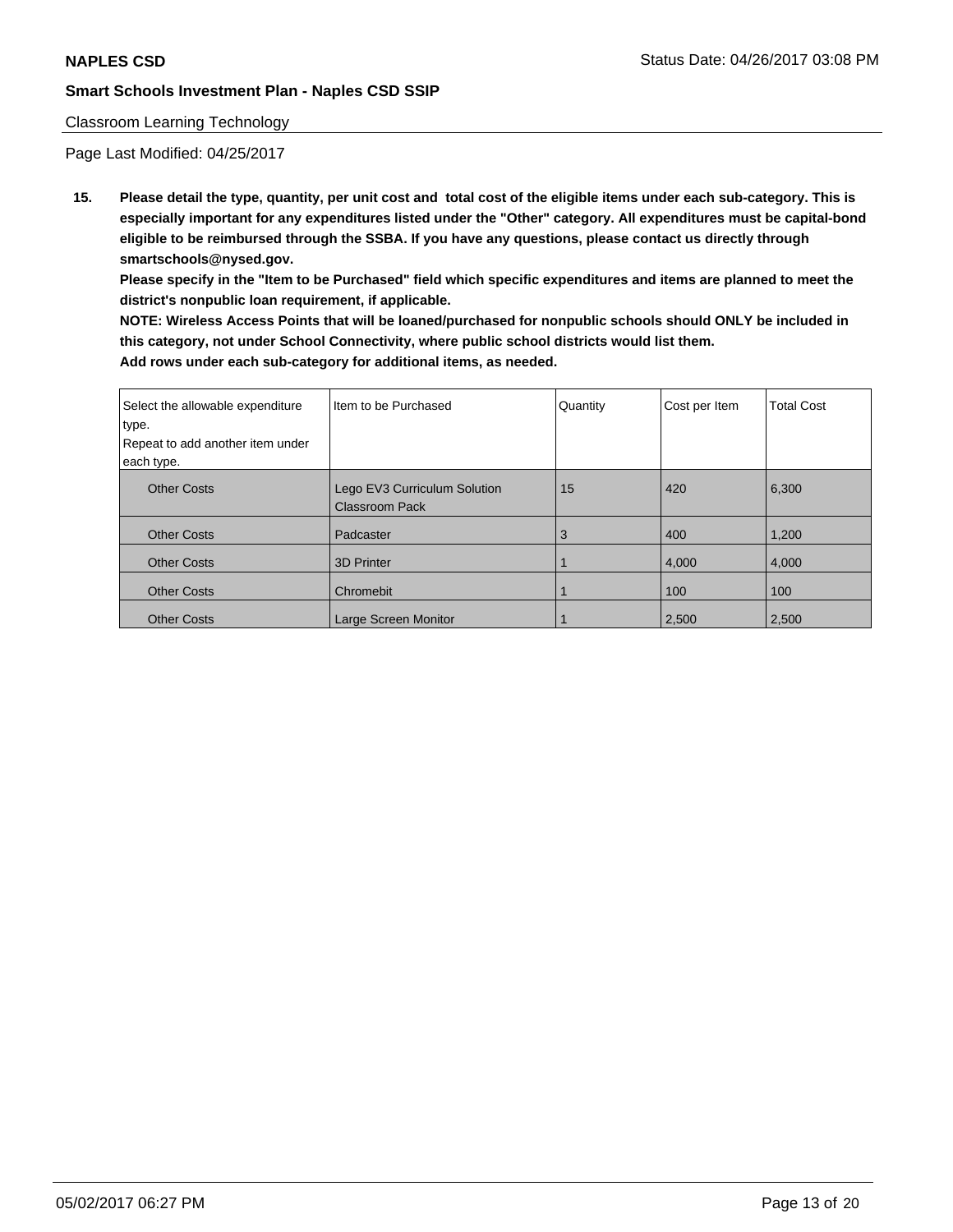Classroom Learning Technology

Page Last Modified: 04/25/2017

**15. Please detail the type, quantity, per unit cost and total cost of the eligible items under each sub-category. This is especially important for any expenditures listed under the "Other" category. All expenditures must be capital-bond eligible to be reimbursed through the SSBA. If you have any questions, please contact us directly through smartschools@nysed.gov.**

**Please specify in the "Item to be Purchased" field which specific expenditures and items are planned to meet the district's nonpublic loan requirement, if applicable.**

**NOTE: Wireless Access Points that will be loaned/purchased for nonpublic schools should ONLY be included in this category, not under School Connectivity, where public school districts would list them.**

**Add rows under each sub-category for additional items, as needed.**

| Select the allowable expenditure type. Repeat to add another item under each type. | Item to be Purchased | Quantity | Cost per Item | Total Cost |
|---|---|---|---|---|
| Other Costs | Lego EV3 Curriculum Solution Classroom Pack | 15 | 420 | 6,300 |
| Other Costs | Padcaster | 3 | 400 | 1,200 |
| Other Costs | 3D Printer | 1 | 4,000 | 4,000 |
| Other Costs | Chromebit | 1 | 100 | 100 |
| Other Costs | Large Screen Monitor | 1 | 2,500 | 2,500 |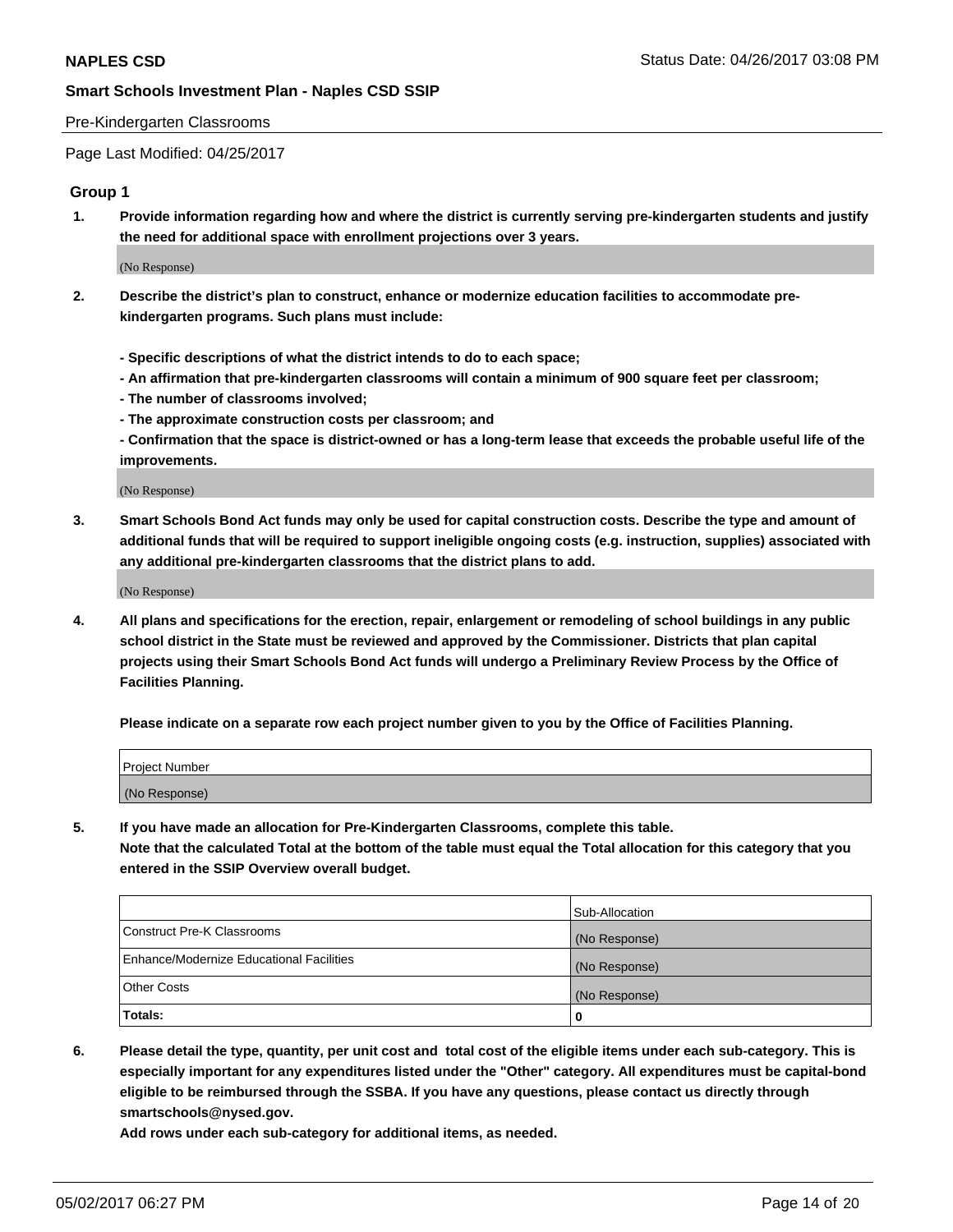Pre-Kindergarten Classrooms

Page Last Modified: 04/25/2017

## Group 1

**1. Provide information regarding how and where the district is currently serving pre-kindergarten students and justify the need for additional space with enrollment projections over 3 years.**

(No Response)

**2. Describe the district's plan to construct, enhance or modernize education facilities to accommodate pre-kindergarten programs. Such plans must include:**

**- Specific descriptions of what the district intends to do to each space;**
**- An affirmation that pre-kindergarten classrooms will contain a minimum of 900 square feet per classroom;**
**- The number of classrooms involved;**
**- The approximate construction costs per classroom; and**
**- Confirmation that the space is district-owned or has a long-term lease that exceeds the probable useful life of the improvements.**

(No Response)

**3. Smart Schools Bond Act funds may only be used for capital construction costs. Describe the type and amount of additional funds that will be required to support ineligible ongoing costs (e.g. instruction, supplies) associated with any additional pre-kindergarten classrooms that the district plans to add.**

(No Response)

**4. All plans and specifications for the erection, repair, enlargement or remodeling of school buildings in any public school district in the State must be reviewed and approved by the Commissioner. Districts that plan capital projects using their Smart Schools Bond Act funds will undergo a Preliminary Review Process by the Office of Facilities Planning.**

**Please indicate on a separate row each project number given to you by the Office of Facilities Planning.**

| Project Number |
| --- |
| (No Response) |

**5. If you have made an allocation for Pre-Kindergarten Classrooms, complete this table.**
**Note that the calculated Total at the bottom of the table must equal the Total allocation for this category that you entered in the SSIP Overview overall budget.**

| | Sub-Allocation |
| --- | --- |
| Construct Pre-K Classrooms | (No Response) |
| Enhance/Modernize Educational Facilities | (No Response) |
| Other Costs | (No Response) |
| **Totals:** | **0** |

**6. Please detail the type, quantity, per unit cost and total cost of the eligible items under each sub-category. This is especially important for any expenditures listed under the "Other" category. All expenditures must be capital-bond eligible to be reimbursed through the SSBA. If you have any questions, please contact us directly through smartschools@nysed.gov.**
**Add rows under each sub-category for additional items, as needed.**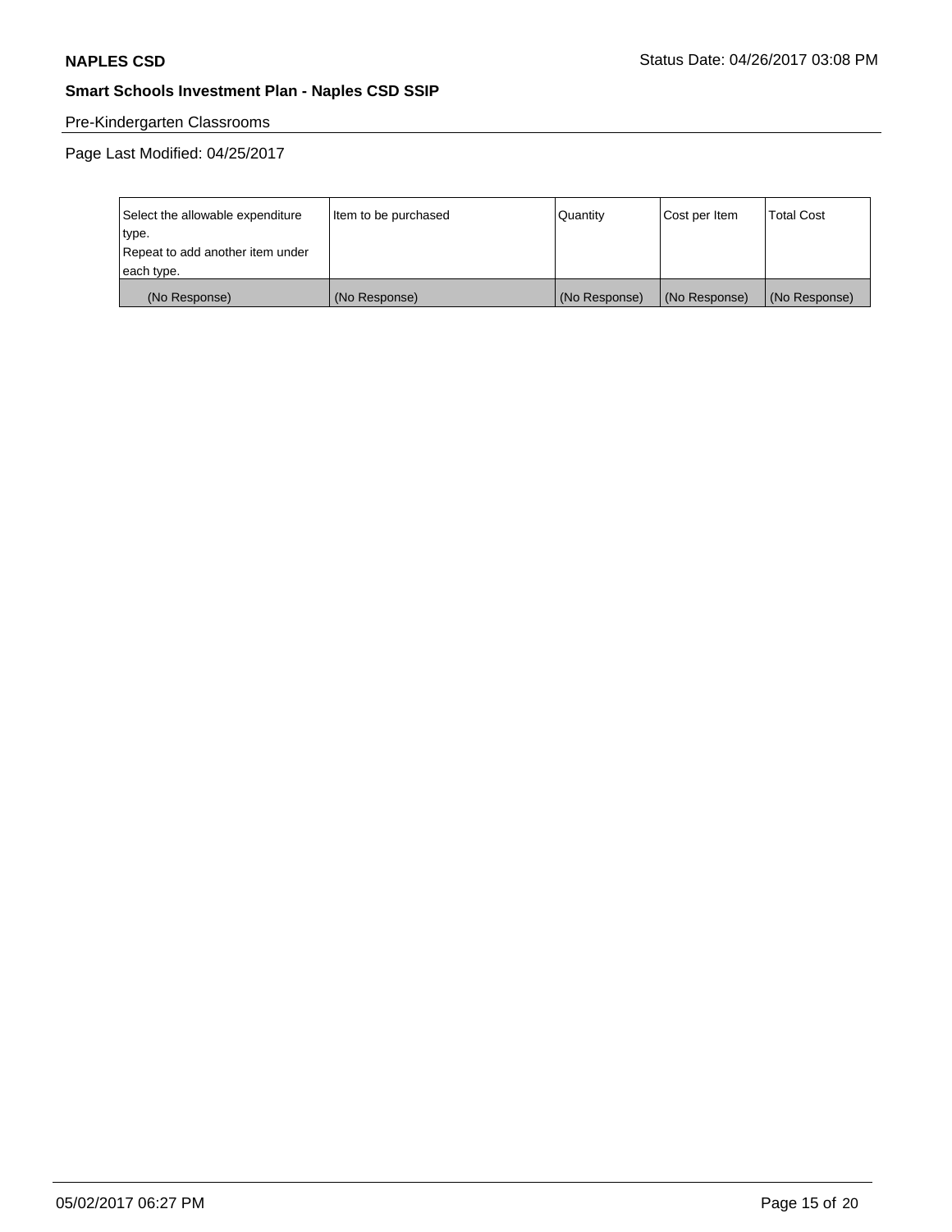Pre-Kindergarten Classrooms

Page Last Modified: 04/25/2017

| Select the allowable expenditure type. Repeat to add another item under each type. | Item to be purchased | Quantity | Cost per Item | Total Cost |
|---|---|---|---|---|
| (No Response) | (No Response) | (No Response) | (No Response) | (No Response) |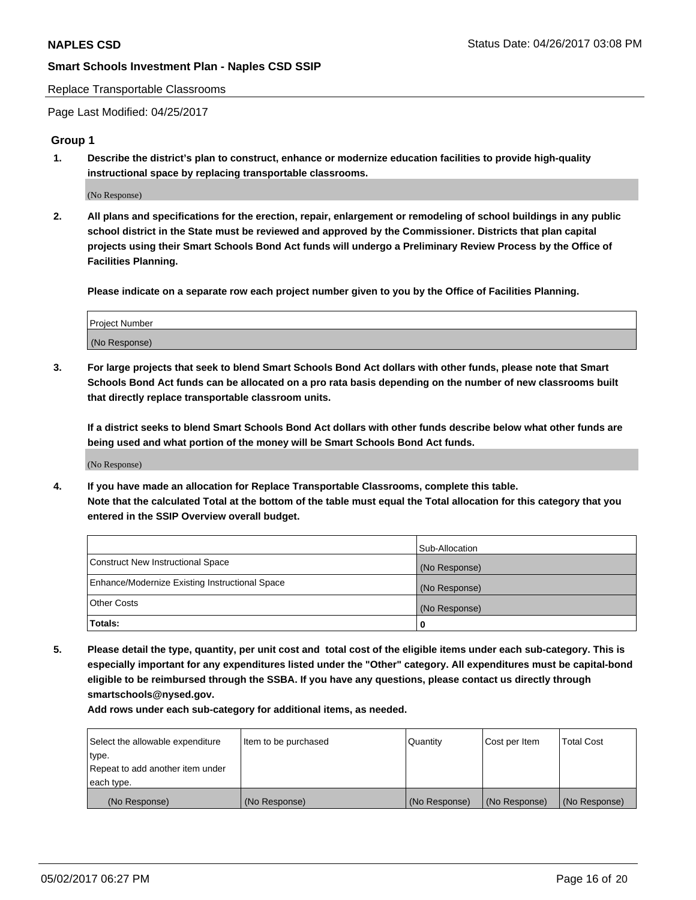Replace Transportable Classrooms

Page Last Modified: 04/25/2017

## Group 1

**1. Describe the district's plan to construct, enhance or modernize education facilities to provide high-quality instructional space by replacing transportable classrooms.**

(No Response)

**2. All plans and specifications for the erection, repair, enlargement or remodeling of school buildings in any public school district in the State must be reviewed and approved by the Commissioner. Districts that plan capital projects using their Smart Schools Bond Act funds will undergo a Preliminary Review Process by the Office of Facilities Planning.**

**Please indicate on a separate row each project number given to you by the Office of Facilities Planning.**

| Project Number |
| --- |
| (No Response) |

**3. For large projects that seek to blend Smart Schools Bond Act dollars with other funds, please note that Smart Schools Bond Act funds can be allocated on a pro rata basis depending on the number of new classrooms built that directly replace transportable classroom units.**

**If a district seeks to blend Smart Schools Bond Act dollars with other funds describe below what other funds are being used and what portion of the money will be Smart Schools Bond Act funds.**

(No Response)

**4. If you have made an allocation for Replace Transportable Classrooms, complete this table. Note that the calculated Total at the bottom of the table must equal the Total allocation for this category that you entered in the SSIP Overview overall budget.**

| | Sub-Allocation |
| --- | --- |
| Construct New Instructional Space | (No Response) |
| Enhance/Modernize Existing Instructional Space | (No Response) |
| Other Costs | (No Response) |
| **Totals:** | **0** |

**5. Please detail the type, quantity, per unit cost and total cost of the eligible items under each sub-category. This is especially important for any expenditures listed under the "Other" category. All expenditures must be capital-bond eligible to be reimbursed through the SSBA. If you have any questions, please contact us directly through smartschools@nysed.gov.**

**Add rows under each sub-category for additional items, as needed.**

| Select the allowable expenditure type. Repeat to add another item under each type. | Item to be purchased | Quantity | Cost per Item | Total Cost |
| --- | --- | --- | --- | --- |
| (No Response) | (No Response) | (No Response) | (No Response) | (No Response) |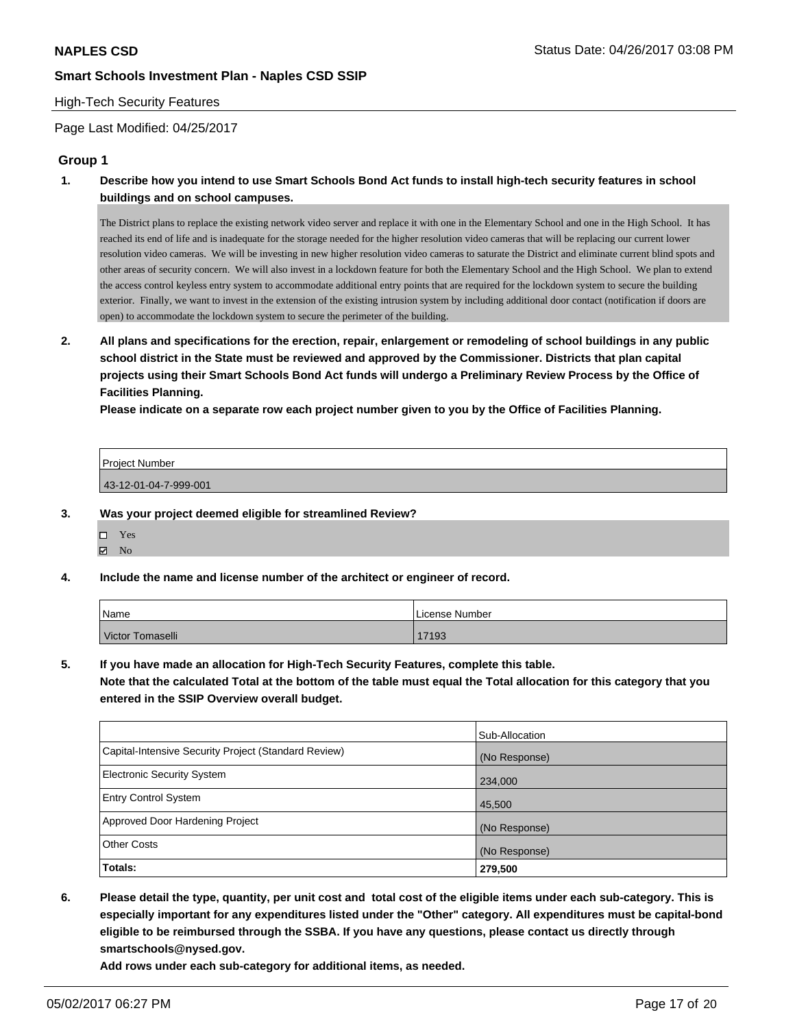**NAPLES CSD**

**Smart Schools Investment Plan - Naples CSD SSIP**

High-Tech Security Features

Page Last Modified: 04/25/2017

## Group 1

**1. Describe how you intend to use Smart Schools Bond Act funds to install high-tech security features in school buildings and on school campuses.**

The District plans to replace the existing network video server and replace it with one in the Elementary School and one in the High School. It has reached its end of life and is inadequate for the storage needed for the higher resolution video cameras that will be replacing our current lower resolution video cameras. We will be investing in new higher resolution video cameras to saturate the District and eliminate current blind spots and other areas of security concern. We will also invest in a lockdown feature for both the Elementary School and the High School. We plan to extend the access control keyless entry system to accommodate additional entry points that are required for the lockdown system to secure the building exterior. Finally, we want to invest in the extension of the existing intrusion system by including additional door contact (notification if doors are open) to accommodate the lockdown system to secure the perimeter of the building.

**2. All plans and specifications for the erection, repair, enlargement or remodeling of school buildings in any public school district in the State must be reviewed and approved by the Commissioner. Districts that plan capital projects using their Smart Schools Bond Act funds will undergo a Preliminary Review Process by the Office of Facilities Planning.**

**Please indicate on a separate row each project number given to you by the Office of Facilities Planning.**

| Project Number |
|---|
| 43-12-01-04-7-999-001 |

**3. Was your project deemed eligible for streamlined Review?**

- ☐ Yes
- ☑ No

**4. Include the name and license number of the architect or engineer of record.**

| Name | License Number |
|---|---|
| Victor Tomaselli | 17193 |

**5. If you have made an allocation for High-Tech Security Features, complete this table.**
**Note that the calculated Total at the bottom of the table must equal the Total allocation for this category that you entered in the SSIP Overview overall budget.**

| | Sub-Allocation |
|---|---|
| Capital-Intensive Security Project (Standard Review) | (No Response) |
| Electronic Security System | 234,000 |
| Entry Control System | 45,500 |
| Approved Door Hardening Project | (No Response) |
| Other Costs | (No Response) |
| **Totals:** | **279,500** |

**6. Please detail the type, quantity, per unit cost and total cost of the eligible items under each sub-category. This is especially important for any expenditures listed under the "Other" category. All expenditures must be capital-bond eligible to be reimbursed through the SSBA. If you have any questions, please contact us directly through smartschools@nysed.gov.**
**Add rows under each sub-category for additional items, as needed.**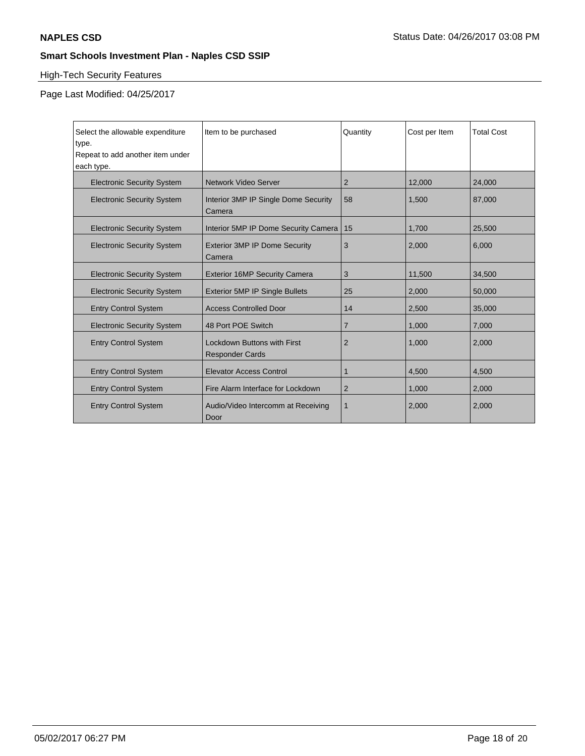High-Tech Security Features

Page Last Modified: 04/25/2017

| Select the allowable expenditure type.<br>Repeat to add another item under each type. | Item to be purchased | Quantity | Cost per Item | Total Cost |
|---|---|---|---|---|
| Electronic Security System | Network Video Server | 2 | 12,000 | 24,000 |
| Electronic Security System | Interior 3MP IP Single Dome Security Camera | 58 | 1,500 | 87,000 |
| Electronic Security System | Interior 5MP IP Dome Security Camera | 15 | 1,700 | 25,500 |
| Electronic Security System | Exterior 3MP IP Dome Security Camera | 3 | 2,000 | 6,000 |
| Electronic Security System | Exterior 16MP Security Camera | 3 | 11,500 | 34,500 |
| Electronic Security System | Exterior 5MP IP Single Bullets | 25 | 2,000 | 50,000 |
| Entry Control System | Access Controlled Door | 14 | 2,500 | 35,000 |
| Electronic Security System | 48 Port POE Switch | 7 | 1,000 | 7,000 |
| Entry Control System | Lockdown Buttons with First Responder Cards | 2 | 1,000 | 2,000 |
| Entry Control System | Elevator Access Control | 1 | 4,500 | 4,500 |
| Entry Control System | Fire Alarm Interface for Lockdown | 2 | 1,000 | 2,000 |
| Entry Control System | Audio/Video Intercomm at Receiving Door | 1 | 2,000 | 2,000 |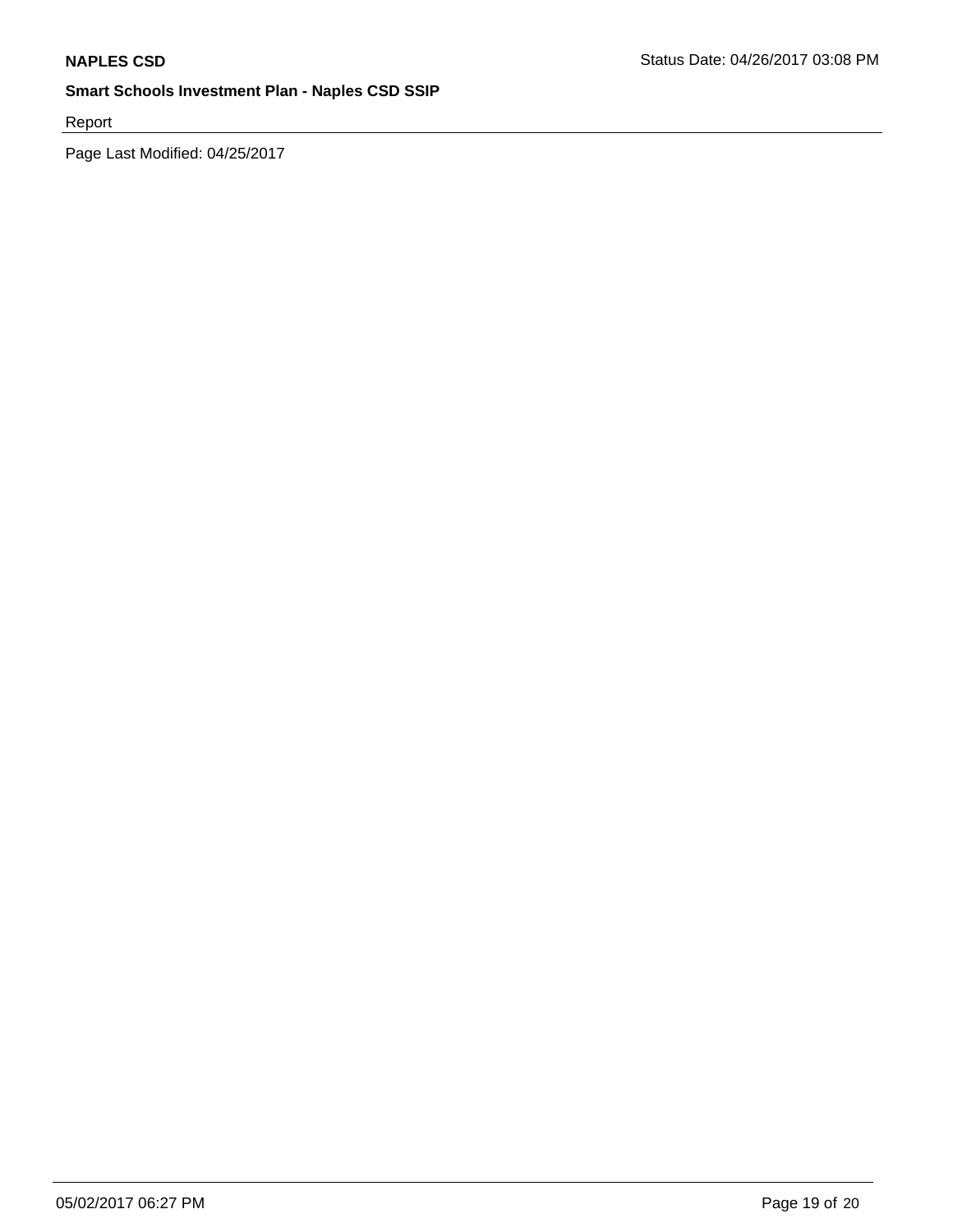Report

Page Last Modified: 04/25/2017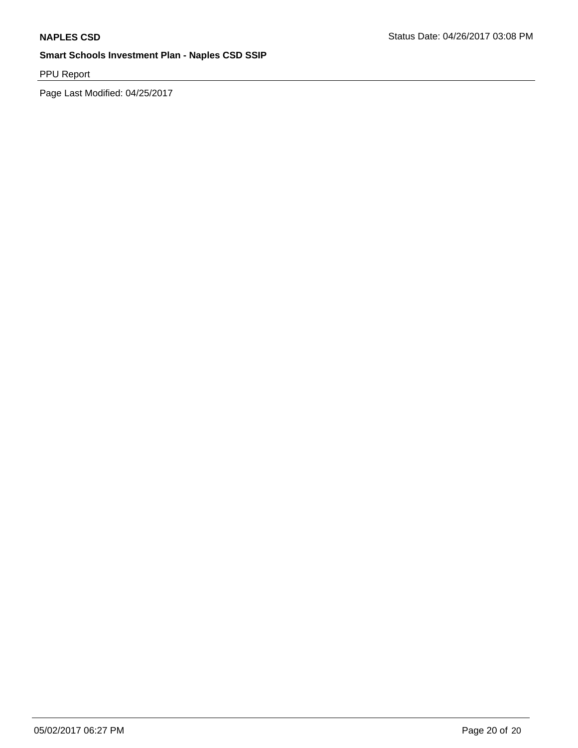PPU Report

Page Last Modified: 04/25/2017